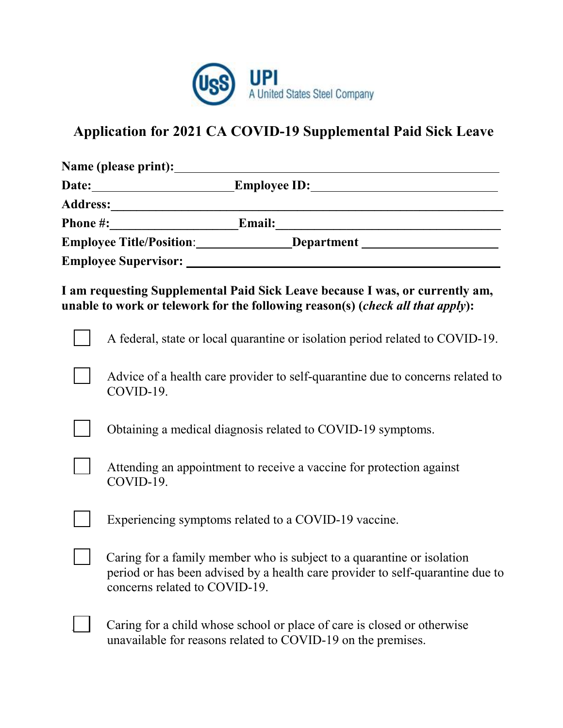UPI
A United States Steel Company

# Application for 2021 CA COVID-19 Supplemental Paid Sick Leave

**Name (please print):**\_\_\_\_\_\_\_\_\_\_\_\_\_\_\_\_\_\_\_\_\_\_\_\_\_\_\_\_\_\_\_\_\_\_\_\_\_\_\_\_\_\_\_\_\_\_\_\_

**Date:**\_\_\_\_\_\_\_\_\_\_\_\_\_\_\_\_\_\_\_\_\_\_ **Employee ID:**\_\_\_\_\_\_\_\_\_\_\_\_\_\_\_\_\_\_\_\_\_\_\_\_\_\_\_\_\_\_

**Address:**\_\_\_\_\_\_\_\_\_\_\_\_\_\_\_\_\_\_\_\_\_\_\_\_\_\_\_\_\_\_\_\_\_\_\_\_\_\_\_\_\_\_\_\_\_\_\_\_\_\_\_\_\_\_\_\_\_\_\_\_

**Phone #:**\_\_\_\_\_\_\_\_\_\_\_\_\_\_\_\_\_\_\_\_ **Email:**\_\_\_\_\_\_\_\_\_\_\_\_\_\_\_\_\_\_\_\_\_\_\_\_\_\_\_\_\_\_\_\_\_\_\_\_\_\_

**Employee Title/Position**:\_\_\_\_\_\_\_\_\_\_\_\_\_\_\_ **Department** \_\_\_\_\_\_\_\_\_\_\_\_\_\_\_\_\_\_\_\_\_\_

**Employee Supervisor:** \_\_\_\_\_\_\_\_\_\_\_\_\_\_\_\_\_\_\_\_\_\_\_\_\_\_\_\_\_\_\_\_\_\_\_\_\_\_\_\_\_\_\_\_\_\_\_\_\_\_\_

**I am requesting Supplemental Paid Sick Leave because I was, or currently am, unable to work or telework for the following reason(s) (*check all that apply*):**

- ☐ A federal, state or local quarantine or isolation period related to COVID-19.
- ☐ Advice of a health care provider to self-quarantine due to concerns related to COVID-19.
- ☐ Obtaining a medical diagnosis related to COVID-19 symptoms.
- ☐ Attending an appointment to receive a vaccine for protection against COVID-19.
- ☐ Experiencing symptoms related to a COVID-19 vaccine.
- ☐ Caring for a family member who is subject to a quarantine or isolation period or has been advised by a health care provider to self-quarantine due to concerns related to COVID-19.
- ☐ Caring for a child whose school or place of care is closed or otherwise unavailable for reasons related to COVID-19 on the premises.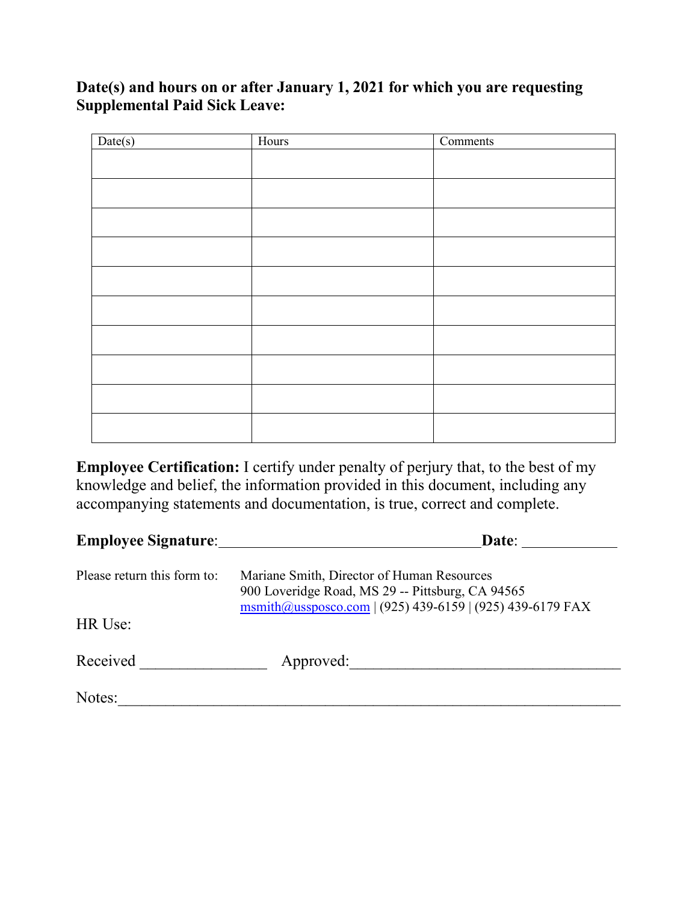**Date(s) and hours on or after January 1, 2021 for which you are requesting Supplemental Paid Sick Leave:**

| Date(s) | Hours | Comments |
|---|---|---|
| | | |
| | | |
| | | |
| | | |
| | | |
| | | |
| | | |
| | | |
| | | |
| | | |

**Employee Certification:** I certify under penalty of perjury that, to the best of my knowledge and belief, the information provided in this document, including any accompanying statements and documentation, is true, correct and complete.

**Employee Signature**:_________________________________**Date**: ____________

Please return this form to: Mariane Smith, Director of Human Resources
900 Loveridge Road, MS 29 -- Pittsburg, CA 94565
msmith@ussposco.com | (925) 439-6159 | (925) 439-6179 FAX

HR Use:

Received ________________ Approved:__________________________________

Notes:______________________________________________________________